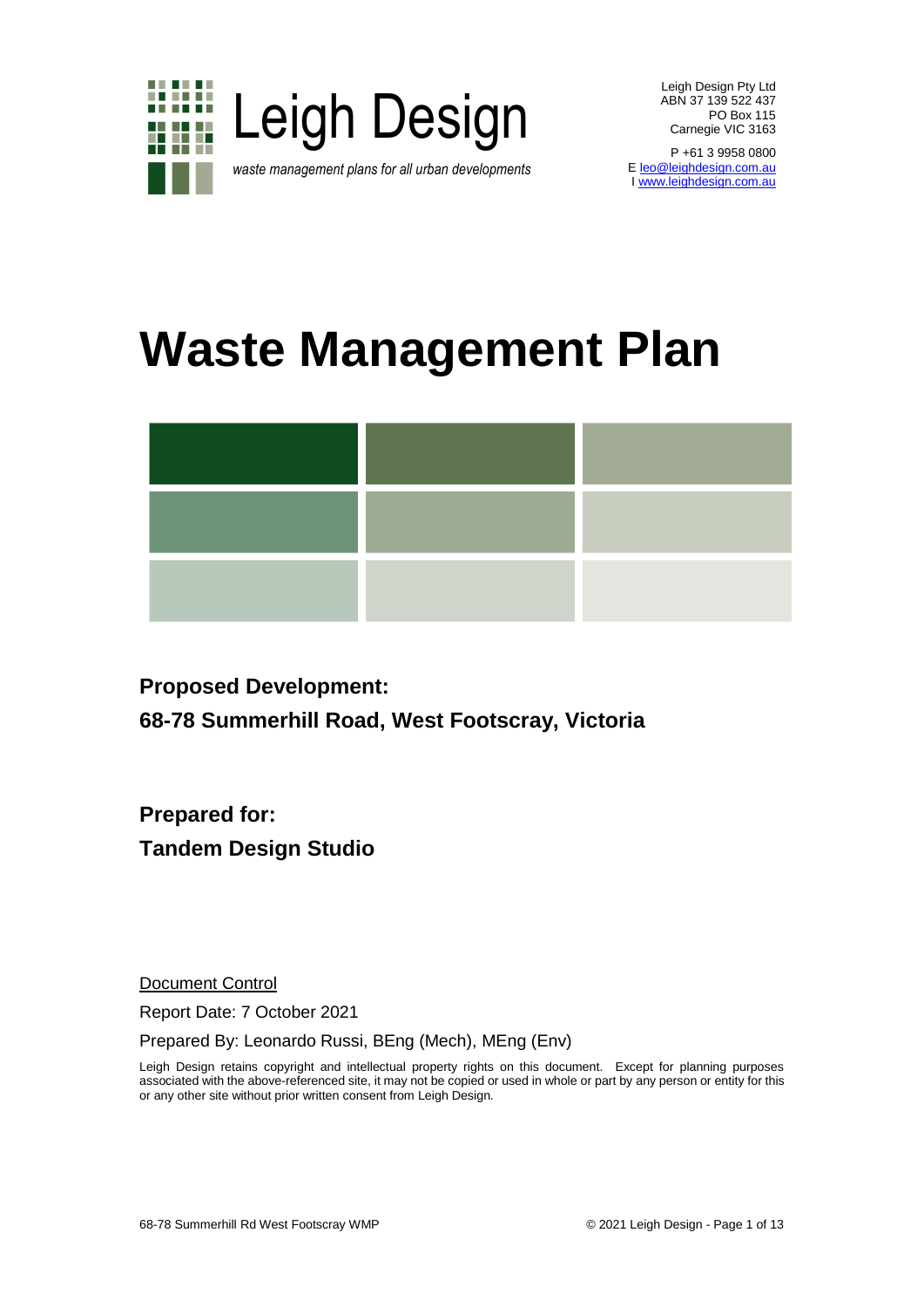Leigh Design

*waste management plans for all urban developments*

Leigh Design Pty Ltd
ABN 37 139 522 437
PO Box 115
Carnegie VIC 3163

P +61 3 9958 0800
E leo@leighdesign.com.au
I www.leighdesign.com.au

# Waste Management Plan

**Proposed Development:**

**68-78 Summerhill Road, West Footscray, Victoria**

**Prepared for:**

**Tandem Design Studio**

Document Control

Report Date: 7 October 2021

Prepared By: Leonardo Russi, BEng (Mech), MEng (Env)

Leigh Design retains copyright and intellectual property rights on this document. Except for planning purposes associated with the above-referenced site, it may not be copied or used in whole or part by any person or entity for this or any other site without prior written consent from Leigh Design.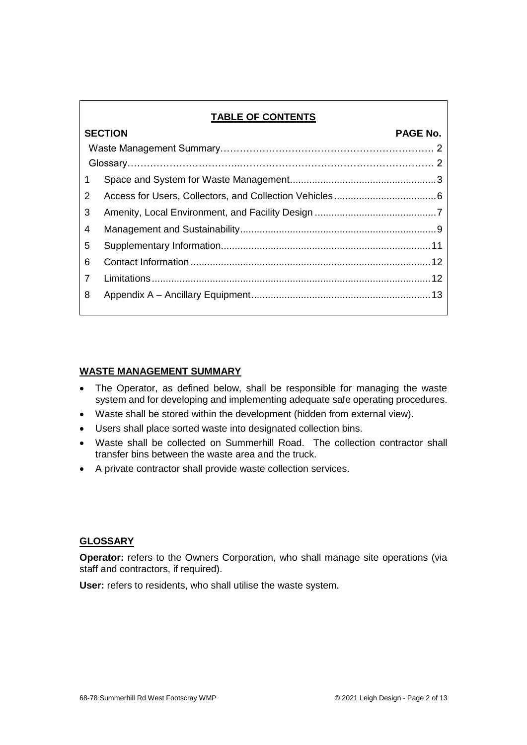## TABLE OF CONTENTS

| SECTION | | PAGE No. |
|---|---|---|
| | Waste Management Summary | 2 |
| | Glossary | 2 |
| 1 | Space and System for Waste Management | 3 |
| 2 | Access for Users, Collectors, and Collection Vehicles | 6 |
| 3 | Amenity, Local Environment, and Facility Design | 7 |
| 4 | Management and Sustainability | 9 |
| 5 | Supplementary Information | 11 |
| 6 | Contact Information | 12 |
| 7 | Limitations | 12 |
| 8 | Appendix A – Ancillary Equipment | 13 |

## WASTE MANAGEMENT SUMMARY

- The Operator, as defined below, shall be responsible for managing the waste system and for developing and implementing adequate safe operating procedures.
- Waste shall be stored within the development (hidden from external view).
- Users shall place sorted waste into designated collection bins.
- Waste shall be collected on Summerhill Road. The collection contractor shall transfer bins between the waste area and the truck.
- A private contractor shall provide waste collection services.

## GLOSSARY

**Operator:** refers to the Owners Corporation, who shall manage site operations (via staff and contractors, if required).

**User:** refers to residents, who shall utilise the waste system.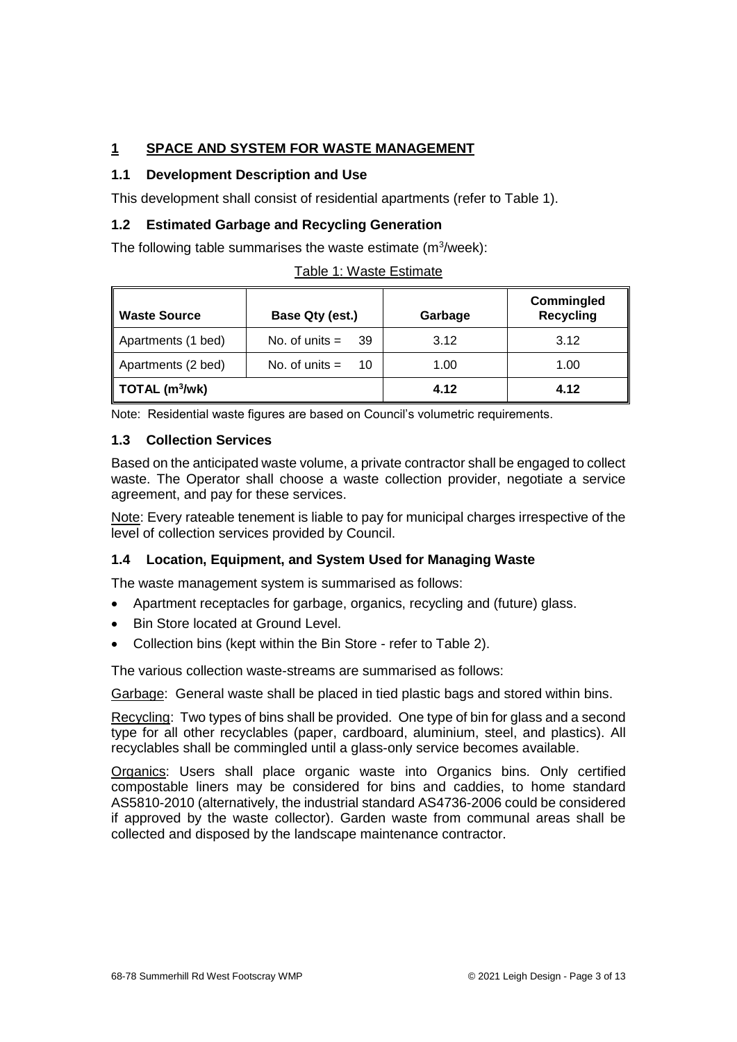# 1 SPACE AND SYSTEM FOR WASTE MANAGEMENT

## 1.1 Development Description and Use

This development shall consist of residential apartments (refer to Table 1).

## 1.2 Estimated Garbage and Recycling Generation

The following table summarises the waste estimate ($m^3$/week):

Table 1: Waste Estimate

| Waste Source | Base Qty (est.) | Garbage | Commingled Recycling |
|---|---|---|---|
| Apartments (1 bed) | No. of units = 39 | 3.12 | 3.12 |
| Apartments (2 bed) | No. of units = 10 | 1.00 | 1.00 |
| **TOTAL ($m^3$/wk)** | | **4.12** | **4.12** |

Note: Residential waste figures are based on Council's volumetric requirements.

## 1.3 Collection Services

Based on the anticipated waste volume, a private contractor shall be engaged to collect waste. The Operator shall choose a waste collection provider, negotiate a service agreement, and pay for these services.

Note: Every rateable tenement is liable to pay for municipal charges irrespective of the level of collection services provided by Council.

## 1.4 Location, Equipment, and System Used for Managing Waste

The waste management system is summarised as follows:

- Apartment receptacles for garbage, organics, recycling and (future) glass.
- Bin Store located at Ground Level.
- Collection bins (kept within the Bin Store - refer to Table 2).

The various collection waste-streams are summarised as follows:

Garbage: General waste shall be placed in tied plastic bags and stored within bins.

Recycling: Two types of bins shall be provided. One type of bin for glass and a second type for all other recyclables (paper, cardboard, aluminium, steel, and plastics). All recyclables shall be commingled until a glass-only service becomes available.

Organics: Users shall place organic waste into Organics bins. Only certified compostable liners may be considered for bins and caddies, to home standard AS5810-2010 (alternatively, the industrial standard AS4736-2006 could be considered if approved by the waste collector). Garden waste from communal areas shall be collected and disposed by the landscape maintenance contractor.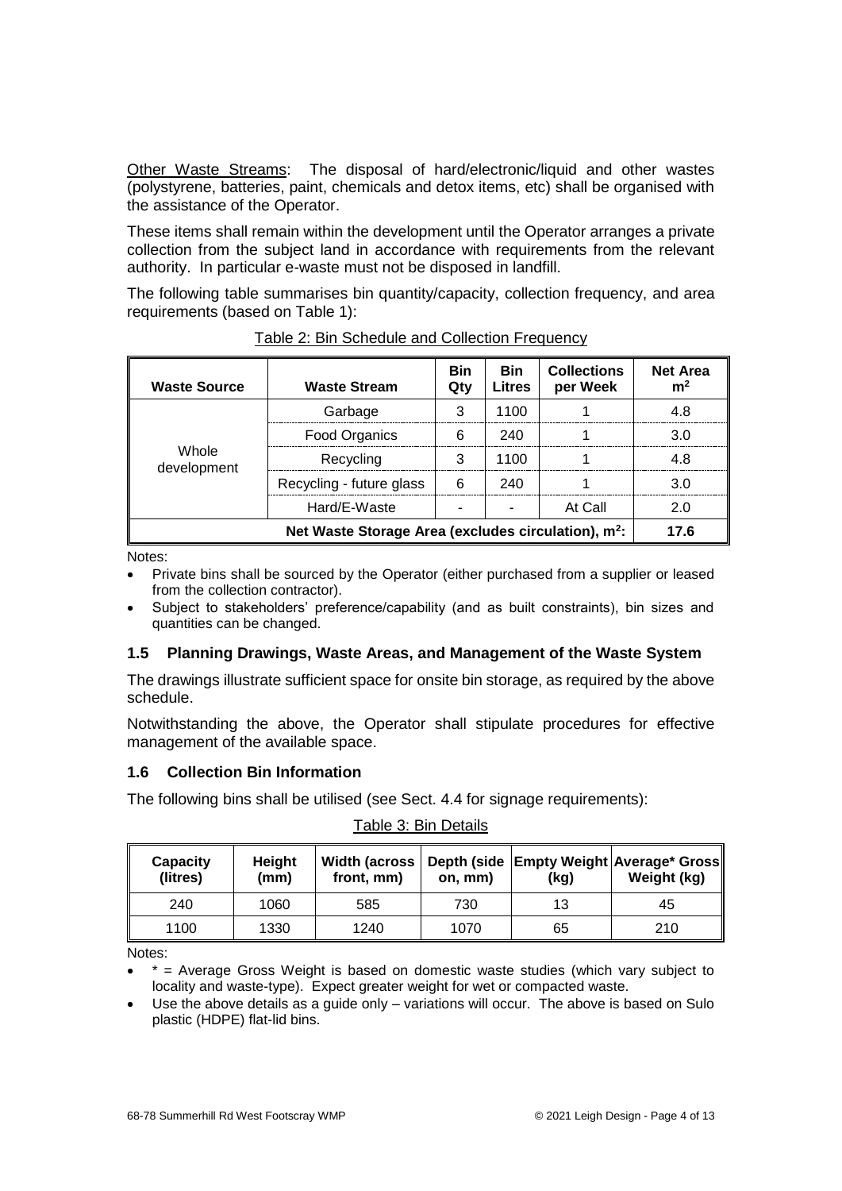<u>Other Waste Streams</u>: The disposal of hard/electronic/liquid and other wastes (polystyrene, batteries, paint, chemicals and detox items, etc) shall be organised with the assistance of the Operator.

These items shall remain within the development until the Operator arranges a private collection from the subject land in accordance with requirements from the relevant authority. In particular e-waste must not be disposed in landfill.

The following table summarises bin quantity/capacity, collection frequency, and area requirements (based on Table 1):

Table 2: Bin Schedule and Collection Frequency

| Waste Source | Waste Stream | Bin Qty | Bin Litres | Collections per Week | Net Area m² |
|---|---|---|---|---|---|
| Whole development | Garbage | 3 | 1100 | 1 | 4.8 |
| | Food Organics | 6 | 240 | 1 | 3.0 |
| | Recycling | 3 | 1100 | 1 | 4.8 |
| | Recycling - future glass | 6 | 240 | 1 | 3.0 |
| | Hard/E-Waste | - | - | At Call | 2.0 |
| **Net Waste Storage Area (excludes circulation), m²:** | | | | | **17.6** |

Notes:

- Private bins shall be sourced by the Operator (either purchased from a supplier or leased from the collection contractor).
- Subject to stakeholders' preference/capability (and as built constraints), bin sizes and quantities can be changed.

### 1.5 Planning Drawings, Waste Areas, and Management of the Waste System

The drawings illustrate sufficient space for onsite bin storage, as required by the above schedule.

Notwithstanding the above, the Operator shall stipulate procedures for effective management of the available space.

### 1.6 Collection Bin Information

The following bins shall be utilised (see Sect. 4.4 for signage requirements):

Table 3: Bin Details

| Capacity (litres) | Height (mm) | Width (across front, mm) | Depth (side on, mm) | Empty Weight (kg) | Average* Gross Weight (kg) |
|---|---|---|---|---|---|
| 240 | 1060 | 585 | 730 | 13 | 45 |
| 1100 | 1330 | 1240 | 1070 | 65 | 210 |

Notes:

- * = Average Gross Weight is based on domestic waste studies (which vary subject to locality and waste-type). Expect greater weight for wet or compacted waste.
- Use the above details as a guide only – variations will occur. The above is based on Sulo plastic (HDPE) flat-lid bins.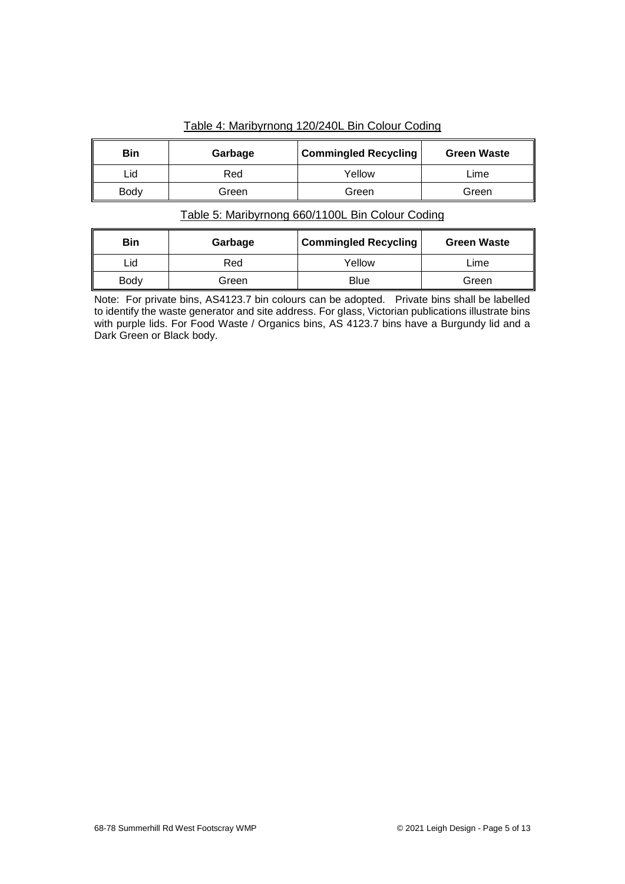Table 4: Maribyrnong 120/240L Bin Colour Coding

| Bin | Garbage | Commingled Recycling | Green Waste |
|---|---|---|---|
| Lid | Red | Yellow | Lime |
| Body | Green | Green | Green |

Table 5: Maribyrnong 660/1100L Bin Colour Coding

| Bin | Garbage | Commingled Recycling | Green Waste |
|---|---|---|---|
| Lid | Red | Yellow | Lime |
| Body | Green | Blue | Green |

Note: For private bins, AS4123.7 bin colours can be adopted. Private bins shall be labelled to identify the waste generator and site address. For glass, Victorian publications illustrate bins with purple lids. For Food Waste / Organics bins, AS 4123.7 bins have a Burgundy lid and a Dark Green or Black body.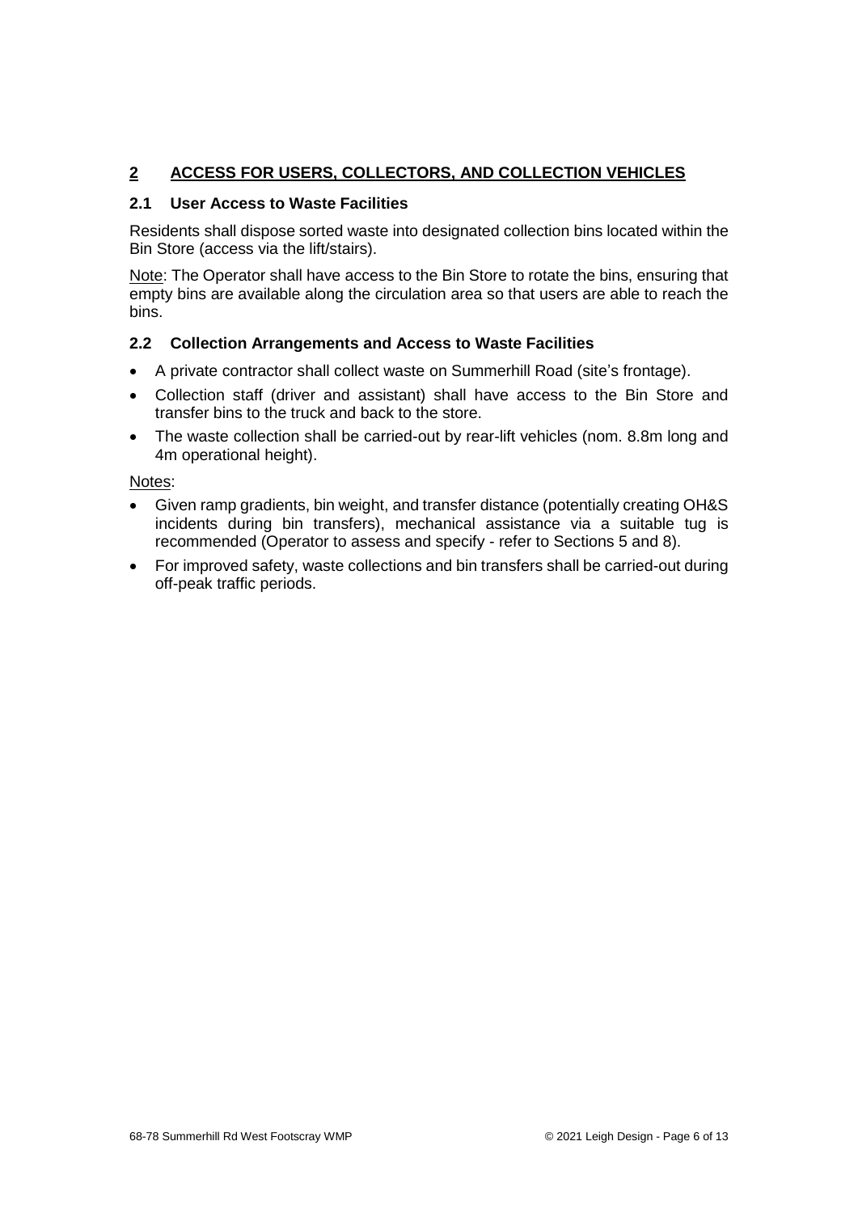## 2 ACCESS FOR USERS, COLLECTORS, AND COLLECTION VEHICLES

### 2.1 User Access to Waste Facilities

Residents shall dispose sorted waste into designated collection bins located within the Bin Store (access via the lift/stairs).

Note: The Operator shall have access to the Bin Store to rotate the bins, ensuring that empty bins are available along the circulation area so that users are able to reach the bins.

### 2.2 Collection Arrangements and Access to Waste Facilities

- A private contractor shall collect waste on Summerhill Road (site's frontage).
- Collection staff (driver and assistant) shall have access to the Bin Store and transfer bins to the truck and back to the store.
- The waste collection shall be carried-out by rear-lift vehicles (nom. 8.8m long and 4m operational height).

Notes:

- Given ramp gradients, bin weight, and transfer distance (potentially creating OH&S incidents during bin transfers), mechanical assistance via a suitable tug is recommended (Operator to assess and specify - refer to Sections 5 and 8).
- For improved safety, waste collections and bin transfers shall be carried-out during off-peak traffic periods.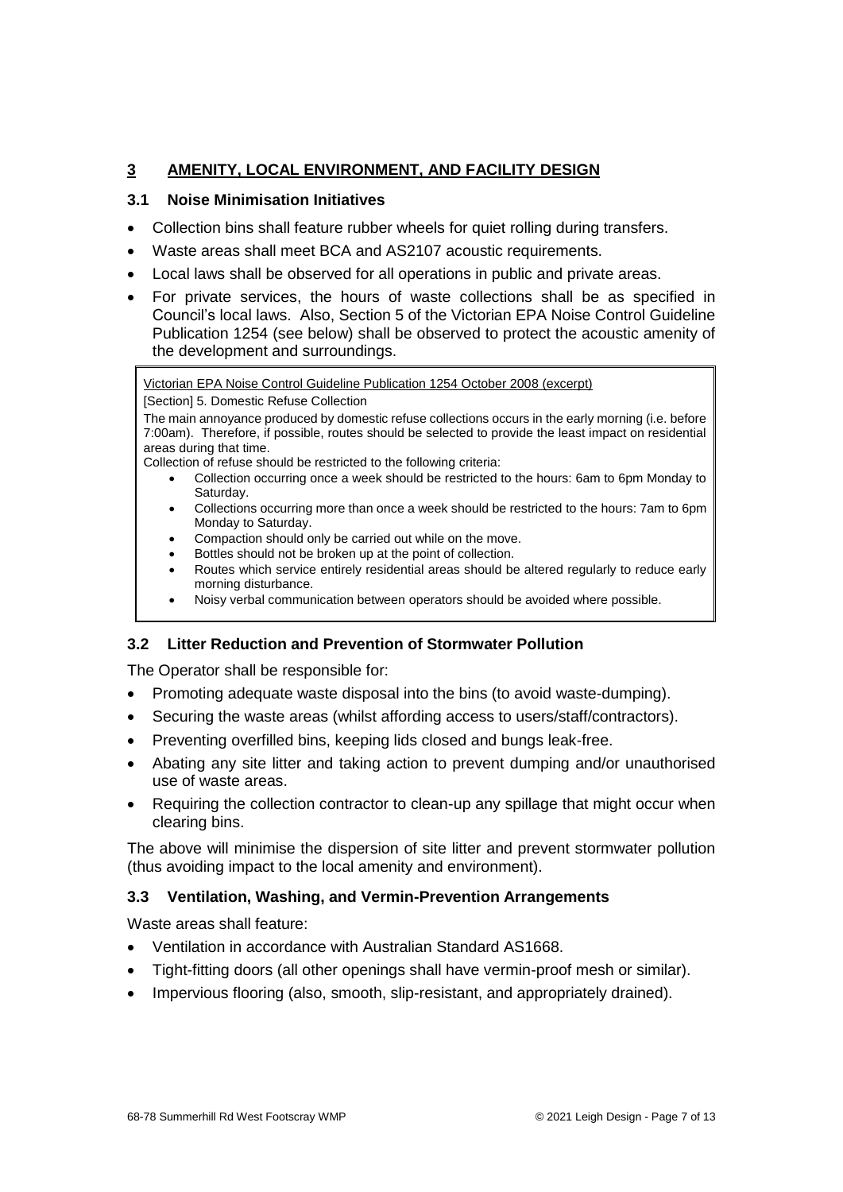## 3 AMENITY, LOCAL ENVIRONMENT, AND FACILITY DESIGN

### 3.1 Noise Minimisation Initiatives

- Collection bins shall feature rubber wheels for quiet rolling during transfers.
- Waste areas shall meet BCA and AS2107 acoustic requirements.
- Local laws shall be observed for all operations in public and private areas.
- For private services, the hours of waste collections shall be as specified in Council's local laws. Also, Section 5 of the Victorian EPA Noise Control Guideline Publication 1254 (see below) shall be observed to protect the acoustic amenity of the development and surroundings.

> Victorian EPA Noise Control Guideline Publication 1254 October 2008 (excerpt)
>
> [Section] 5. Domestic Refuse Collection
>
> The main annoyance produced by domestic refuse collections occurs in the early morning (i.e. before 7:00am). Therefore, if possible, routes should be selected to provide the least impact on residential areas during that time.
>
> Collection of refuse should be restricted to the following criteria:
>
> - Collection occurring once a week should be restricted to the hours: 6am to 6pm Monday to Saturday.
> - Collections occurring more than once a week should be restricted to the hours: 7am to 6pm Monday to Saturday.
> - Compaction should only be carried out while on the move.
> - Bottles should not be broken up at the point of collection.
> - Routes which service entirely residential areas should be altered regularly to reduce early morning disturbance.
> - Noisy verbal communication between operators should be avoided where possible.

### 3.2 Litter Reduction and Prevention of Stormwater Pollution

The Operator shall be responsible for:

- Promoting adequate waste disposal into the bins (to avoid waste-dumping).
- Securing the waste areas (whilst affording access to users/staff/contractors).
- Preventing overfilled bins, keeping lids closed and bungs leak-free.
- Abating any site litter and taking action to prevent dumping and/or unauthorised use of waste areas.
- Requiring the collection contractor to clean-up any spillage that might occur when clearing bins.

The above will minimise the dispersion of site litter and prevent stormwater pollution (thus avoiding impact to the local amenity and environment).

### 3.3 Ventilation, Washing, and Vermin-Prevention Arrangements

Waste areas shall feature:

- Ventilation in accordance with Australian Standard AS1668.
- Tight-fitting doors (all other openings shall have vermin-proof mesh or similar).
- Impervious flooring (also, smooth, slip-resistant, and appropriately drained).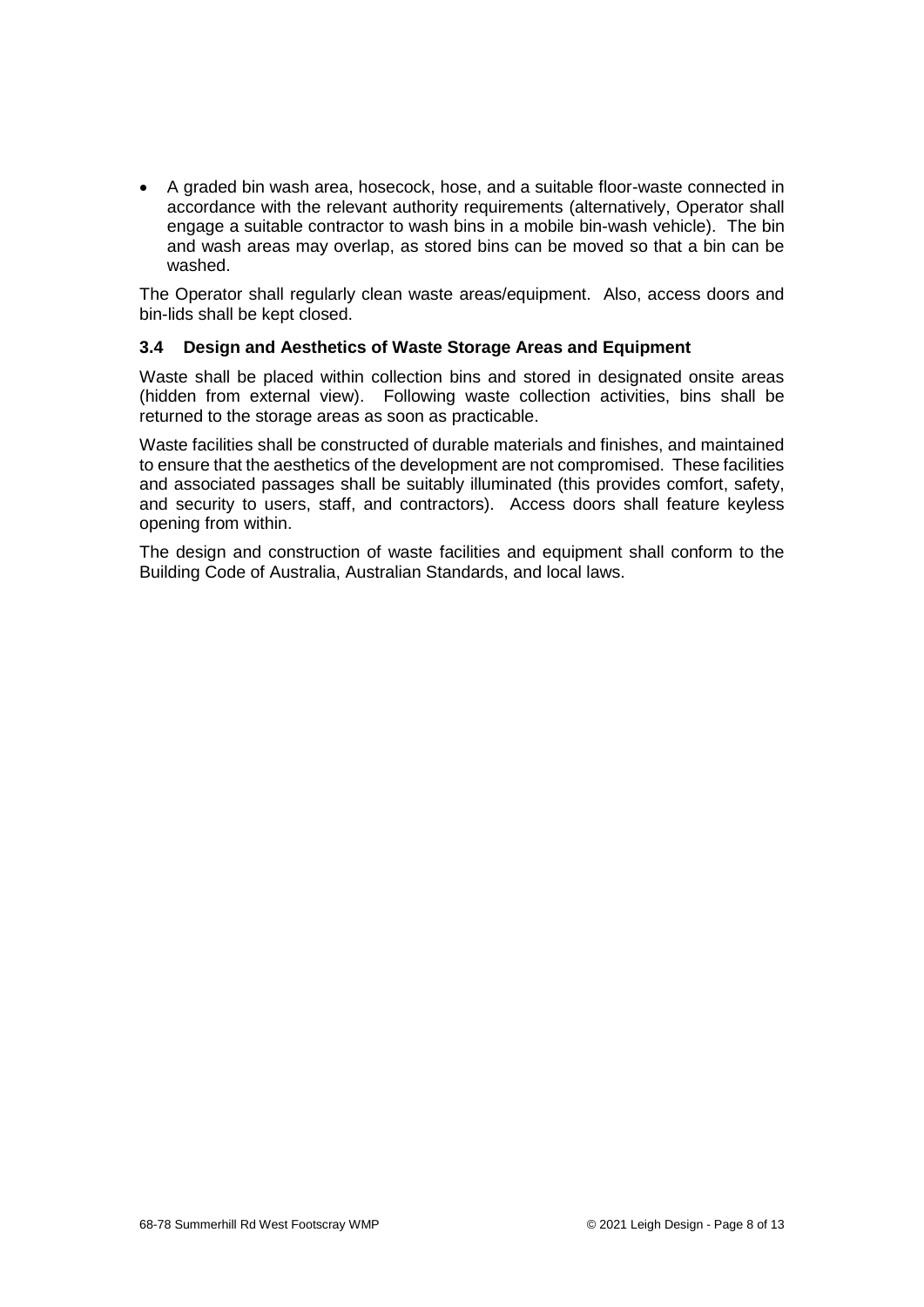- A graded bin wash area, hosecock, hose, and a suitable floor-waste connected in accordance with the relevant authority requirements (alternatively, Operator shall engage a suitable contractor to wash bins in a mobile bin-wash vehicle). The bin and wash areas may overlap, as stored bins can be moved so that a bin can be washed.

The Operator shall regularly clean waste areas/equipment. Also, access doors and bin-lids shall be kept closed.

### 3.4 Design and Aesthetics of Waste Storage Areas and Equipment

Waste shall be placed within collection bins and stored in designated onsite areas (hidden from external view). Following waste collection activities, bins shall be returned to the storage areas as soon as practicable.

Waste facilities shall be constructed of durable materials and finishes, and maintained to ensure that the aesthetics of the development are not compromised. These facilities and associated passages shall be suitably illuminated (this provides comfort, safety, and security to users, staff, and contractors). Access doors shall feature keyless opening from within.

The design and construction of waste facilities and equipment shall conform to the Building Code of Australia, Australian Standards, and local laws.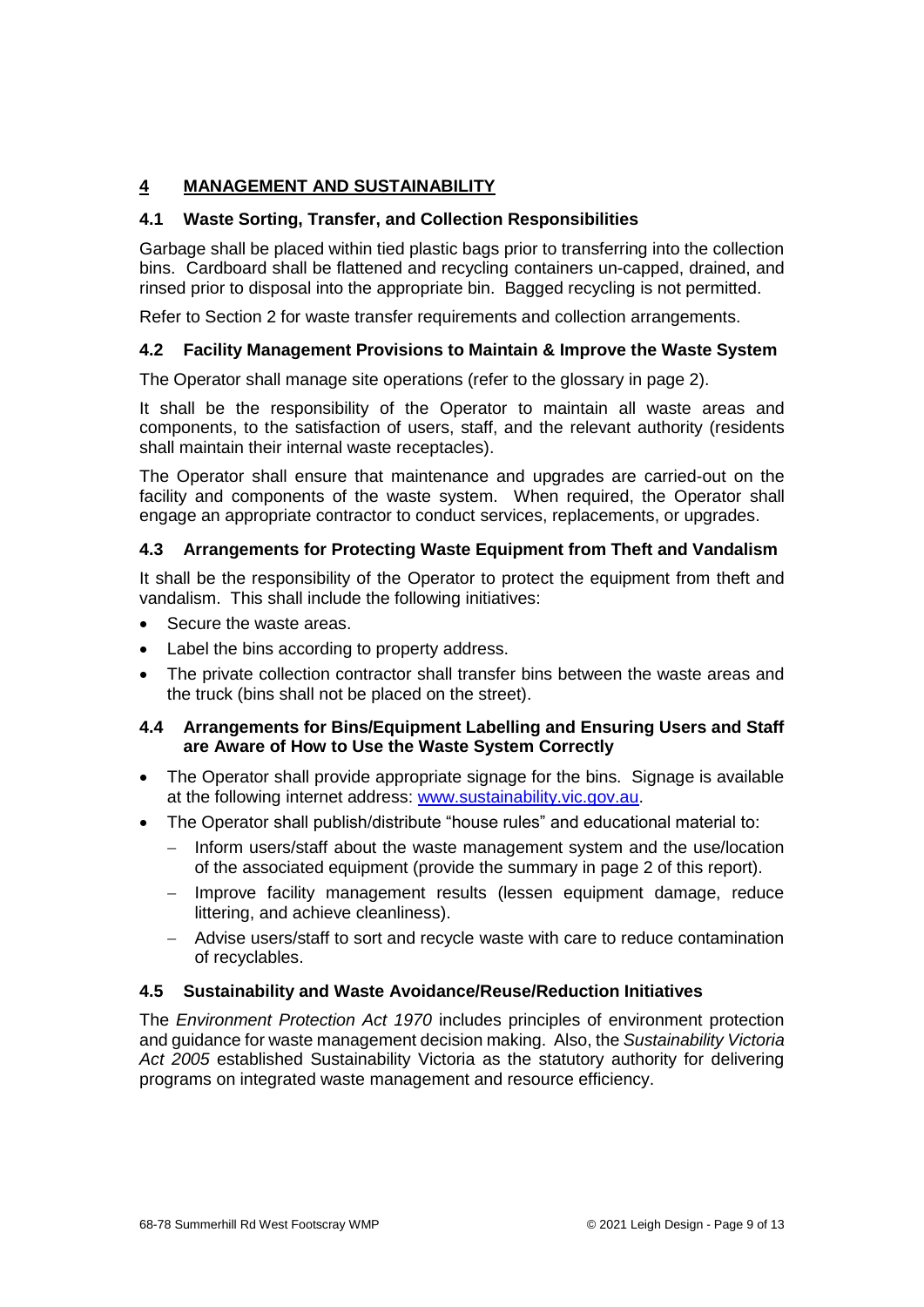## 4 MANAGEMENT AND SUSTAINABILITY

### 4.1 Waste Sorting, Transfer, and Collection Responsibilities

Garbage shall be placed within tied plastic bags prior to transferring into the collection bins. Cardboard shall be flattened and recycling containers un-capped, drained, and rinsed prior to disposal into the appropriate bin. Bagged recycling is not permitted.

Refer to Section 2 for waste transfer requirements and collection arrangements.

### 4.2 Facility Management Provisions to Maintain & Improve the Waste System

The Operator shall manage site operations (refer to the glossary in page 2).

It shall be the responsibility of the Operator to maintain all waste areas and components, to the satisfaction of users, staff, and the relevant authority (residents shall maintain their internal waste receptacles).

The Operator shall ensure that maintenance and upgrades are carried-out on the facility and components of the waste system. When required, the Operator shall engage an appropriate contractor to conduct services, replacements, or upgrades.

### 4.3 Arrangements for Protecting Waste Equipment from Theft and Vandalism

It shall be the responsibility of the Operator to protect the equipment from theft and vandalism. This shall include the following initiatives:

- Secure the waste areas.
- Label the bins according to property address.
- The private collection contractor shall transfer bins between the waste areas and the truck (bins shall not be placed on the street).

### 4.4 Arrangements for Bins/Equipment Labelling and Ensuring Users and Staff are Aware of How to Use the Waste System Correctly

- The Operator shall provide appropriate signage for the bins. Signage is available at the following internet address: [www.sustainability.vic.gov.au](http://www.sustainability.vic.gov.au).
- The Operator shall publish/distribute "house rules" and educational material to:
  - Inform users/staff about the waste management system and the use/location of the associated equipment (provide the summary in page 2 of this report).
  - Improve facility management results (lessen equipment damage, reduce littering, and achieve cleanliness).
  - Advise users/staff to sort and recycle waste with care to reduce contamination of recyclables.

### 4.5 Sustainability and Waste Avoidance/Reuse/Reduction Initiatives

The *Environment Protection Act 1970* includes principles of environment protection and guidance for waste management decision making. Also, the *Sustainability Victoria Act 2005* established Sustainability Victoria as the statutory authority for delivering programs on integrated waste management and resource efficiency.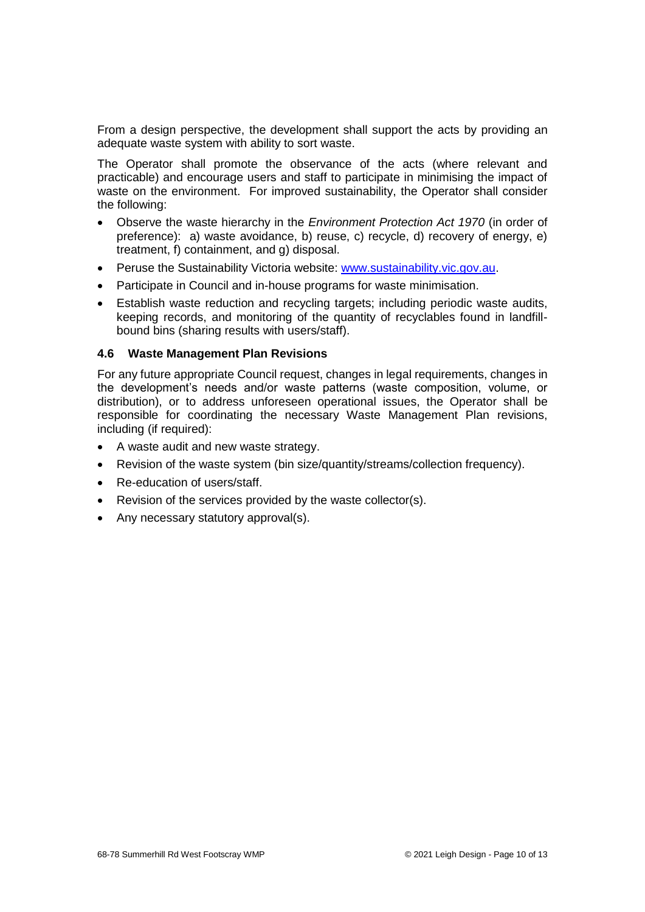From a design perspective, the development shall support the acts by providing an adequate waste system with ability to sort waste.

The Operator shall promote the observance of the acts (where relevant and practicable) and encourage users and staff to participate in minimising the impact of waste on the environment. For improved sustainability, the Operator shall consider the following:

- Observe the waste hierarchy in the *Environment Protection Act 1970* (in order of preference): a) waste avoidance, b) reuse, c) recycle, d) recovery of energy, e) treatment, f) containment, and g) disposal.
- Peruse the Sustainability Victoria website: [www.sustainability.vic.gov.au](http://www.sustainability.vic.gov.au).
- Participate in Council and in-house programs for waste minimisation.
- Establish waste reduction and recycling targets; including periodic waste audits, keeping records, and monitoring of the quantity of recyclables found in landfill-bound bins (sharing results with users/staff).

### 4.6 Waste Management Plan Revisions

For any future appropriate Council request, changes in legal requirements, changes in the development's needs and/or waste patterns (waste composition, volume, or distribution), or to address unforeseen operational issues, the Operator shall be responsible for coordinating the necessary Waste Management Plan revisions, including (if required):

- A waste audit and new waste strategy.
- Revision of the waste system (bin size/quantity/streams/collection frequency).
- Re-education of users/staff.
- Revision of the services provided by the waste collector(s).
- Any necessary statutory approval(s).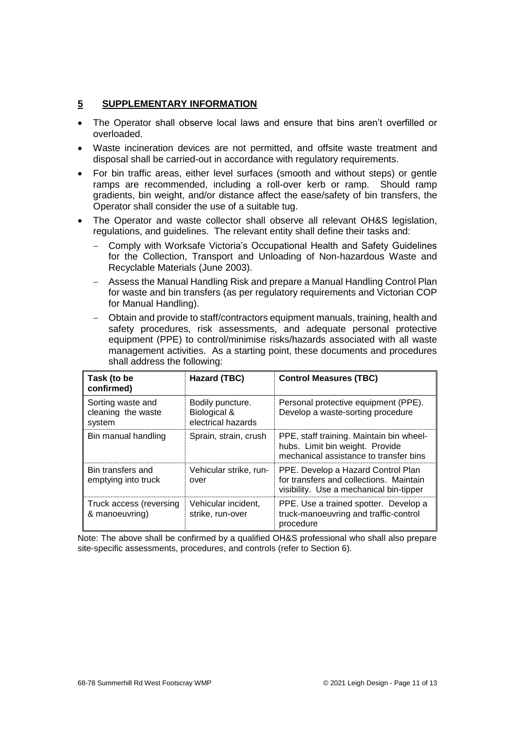## 5 SUPPLEMENTARY INFORMATION

- The Operator shall observe local laws and ensure that bins aren't overfilled or overloaded.
- Waste incineration devices are not permitted, and offsite waste treatment and disposal shall be carried-out in accordance with regulatory requirements.
- For bin traffic areas, either level surfaces (smooth and without steps) or gentle ramps are recommended, including a roll-over kerb or ramp. Should ramp gradients, bin weight, and/or distance affect the ease/safety of bin transfers, the Operator shall consider the use of a suitable tug.
- The Operator and waste collector shall observe all relevant OH&S legislation, regulations, and guidelines. The relevant entity shall define their tasks and:
  - Comply with Worksafe Victoria's Occupational Health and Safety Guidelines for the Collection, Transport and Unloading of Non-hazardous Waste and Recyclable Materials (June 2003).
  - Assess the Manual Handling Risk and prepare a Manual Handling Control Plan for waste and bin transfers (as per regulatory requirements and Victorian COP for Manual Handling).
  - Obtain and provide to staff/contractors equipment manuals, training, health and safety procedures, risk assessments, and adequate personal protective equipment (PPE) to control/minimise risks/hazards associated with all waste management activities. As a starting point, these documents and procedures shall address the following:

| Task (to be confirmed) | Hazard (TBC) | Control Measures (TBC) |
|---|---|---|
| Sorting waste and cleaning the waste system | Bodily puncture. Biological & electrical hazards | Personal protective equipment (PPE). Develop a waste-sorting procedure |
| Bin manual handling | Sprain, strain, crush | PPE, staff training. Maintain bin wheel-hubs. Limit bin weight. Provide mechanical assistance to transfer bins |
| Bin transfers and emptying into truck | Vehicular strike, run-over | PPE. Develop a Hazard Control Plan for transfers and collections. Maintain visibility. Use a mechanical bin-tipper |
| Truck access (reversing & manoeuvring) | Vehicular incident, strike, run-over | PPE. Use a trained spotter. Develop a truck-manoeuvring and traffic-control procedure |

Note: The above shall be confirmed by a qualified OH&S professional who shall also prepare site-specific assessments, procedures, and controls (refer to Section 6).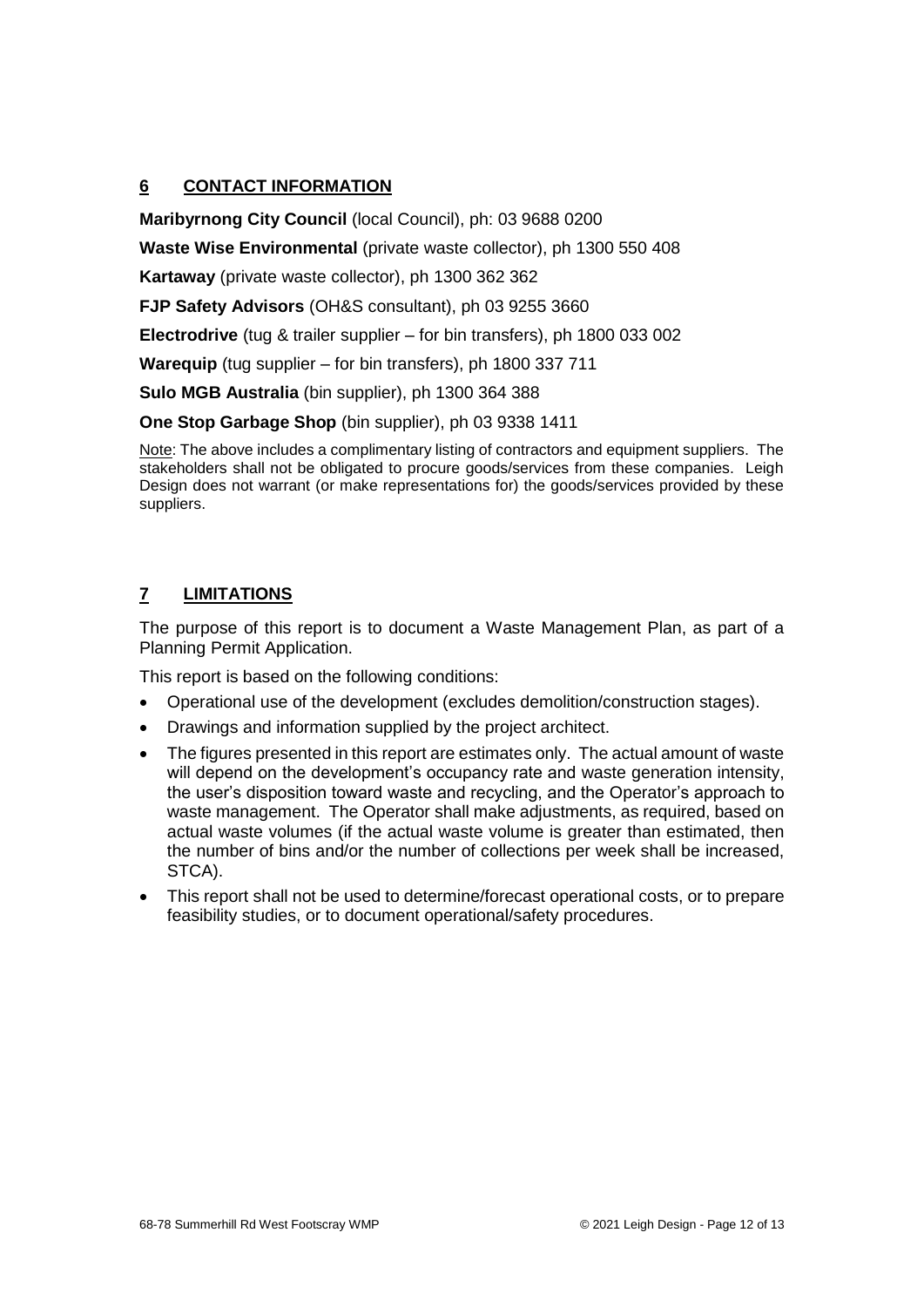## 6 CONTACT INFORMATION

**Maribyrnong City Council** (local Council), ph: 03 9688 0200

**Waste Wise Environmental** (private waste collector), ph 1300 550 408

**Kartaway** (private waste collector), ph 1300 362 362

**FJP Safety Advisors** (OH&S consultant), ph 03 9255 3660

**Electrodrive** (tug & trailer supplier – for bin transfers), ph 1800 033 002

**Warequip** (tug supplier – for bin transfers), ph 1800 337 711

**Sulo MGB Australia** (bin supplier), ph 1300 364 388

**One Stop Garbage Shop** (bin supplier), ph 03 9338 1411

Note: The above includes a complimentary listing of contractors and equipment suppliers. The stakeholders shall not be obligated to procure goods/services from these companies. Leigh Design does not warrant (or make representations for) the goods/services provided by these suppliers.

## 7 LIMITATIONS

The purpose of this report is to document a Waste Management Plan, as part of a Planning Permit Application.

This report is based on the following conditions:

- Operational use of the development (excludes demolition/construction stages).
- Drawings and information supplied by the project architect.
- The figures presented in this report are estimates only. The actual amount of waste will depend on the development's occupancy rate and waste generation intensity, the user's disposition toward waste and recycling, and the Operator's approach to waste management. The Operator shall make adjustments, as required, based on actual waste volumes (if the actual waste volume is greater than estimated, then the number of bins and/or the number of collections per week shall be increased, STCA).
- This report shall not be used to determine/forecast operational costs, or to prepare feasibility studies, or to document operational/safety procedures.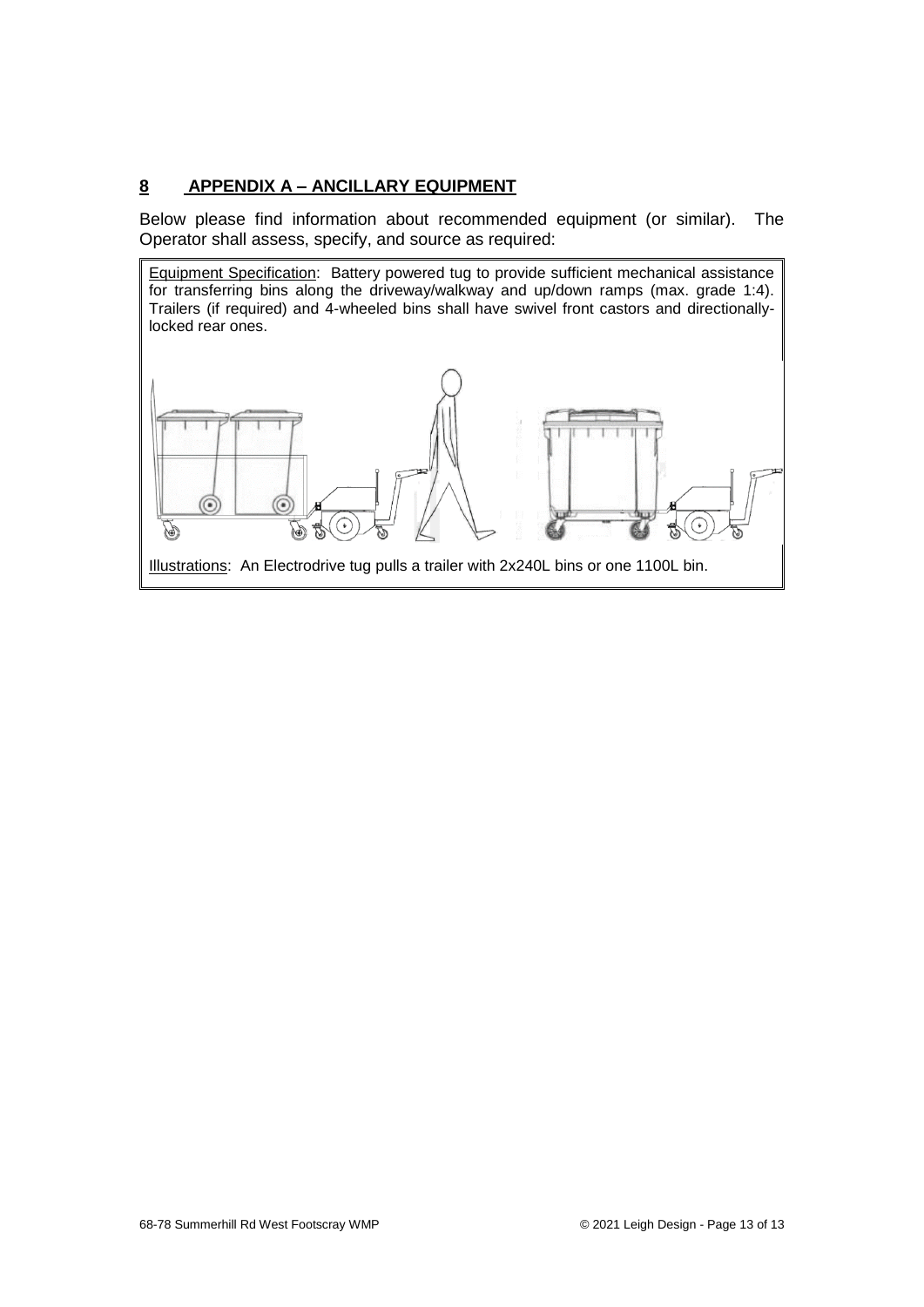## 8 APPENDIX A – ANCILLARY EQUIPMENT

Below please find information about recommended equipment (or similar). The Operator shall assess, specify, and source as required:

Equipment Specification: Battery powered tug to provide sufficient mechanical assistance for transferring bins along the driveway/walkway and up/down ramps (max. grade 1:4). Trailers (if required) and 4-wheeled bins shall have swivel front castors and directionally-locked rear ones.

Illustrations: An Electrodrive tug pulls a trailer with 2x240L bins or one 1100L bin.